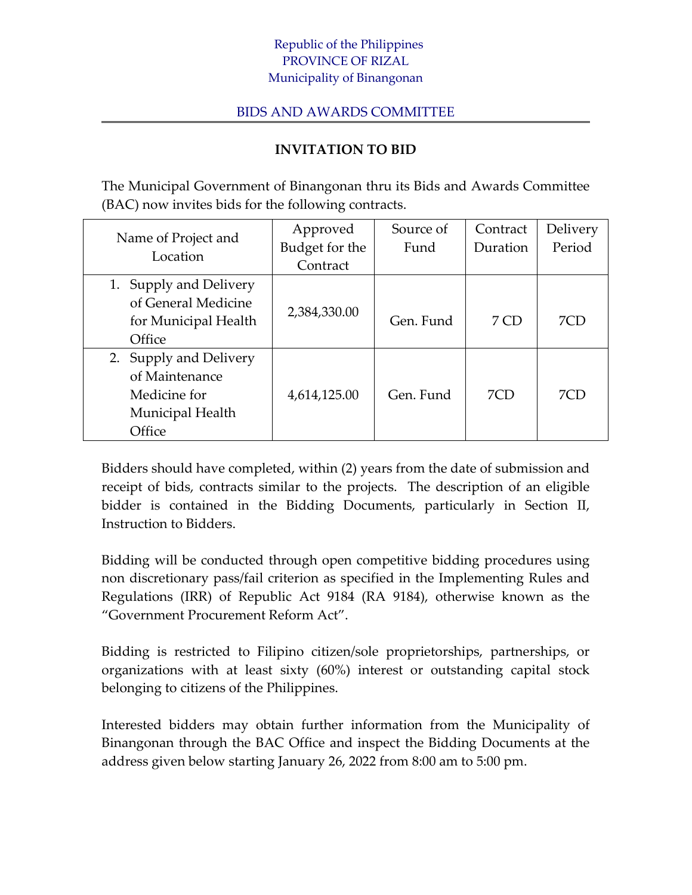Republic of the Philippines
PROVINCE OF RIZAL
Municipality of Binangonan

BIDS AND AWARDS COMMITTEE

## INVITATION TO BID

The Municipal Government of Binangonan thru its Bids and Awards Committee (BAC) now invites bids for the following contracts.

| Name of Project and Location | Approved Budget for the Contract | Source of Fund | Contract Duration | Delivery Period |
|---|---|---|---|---|
| 1. Supply and Delivery of General Medicine for Municipal Health Office | 2,384,330.00 | Gen. Fund | 7 CD | 7CD |
| 2. Supply and Delivery of Maintenance Medicine for Municipal Health Office | 4,614,125.00 | Gen. Fund | 7CD | 7CD |

Bidders should have completed, within (2) years from the date of submission and receipt of bids, contracts similar to the projects. The description of an eligible bidder is contained in the Bidding Documents, particularly in Section II, Instruction to Bidders.

Bidding will be conducted through open competitive bidding procedures using non discretionary pass/fail criterion as specified in the Implementing Rules and Regulations (IRR) of Republic Act 9184 (RA 9184), otherwise known as the "Government Procurement Reform Act".

Bidding is restricted to Filipino citizen/sole proprietorships, partnerships, or organizations with at least sixty (60%) interest or outstanding capital stock belonging to citizens of the Philippines.

Interested bidders may obtain further information from the Municipality of Binangonan through the BAC Office and inspect the Bidding Documents at the address given below starting January 26, 2022 from 8:00 am to 5:00 pm.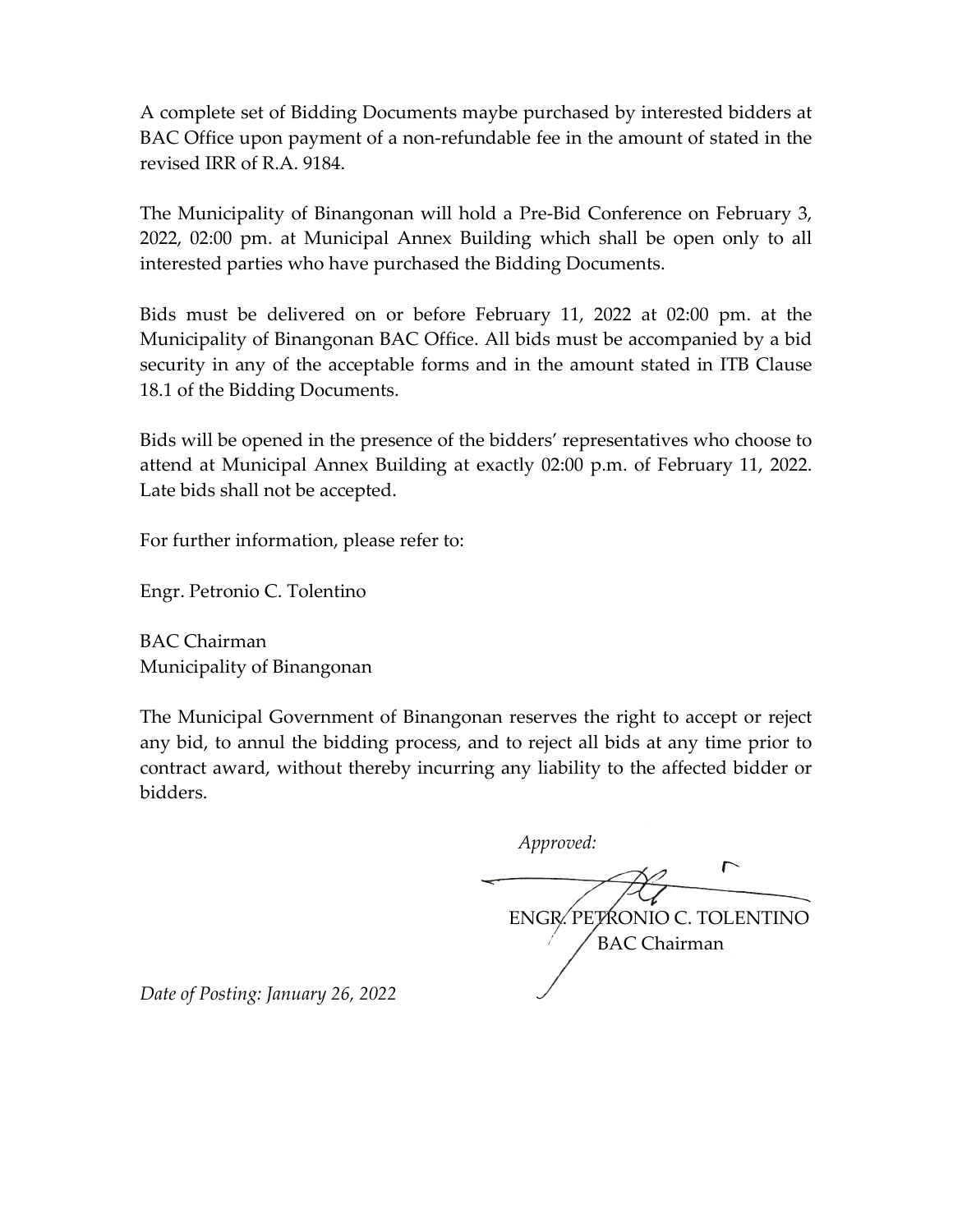A complete set of Bidding Documents maybe purchased by interested bidders at BAC Office upon payment of a non-refundable fee in the amount of stated in the revised IRR of R.A. 9184.

The Municipality of Binangonan will hold a Pre-Bid Conference on February 3, 2022, 02:00 pm. at Municipal Annex Building which shall be open only to all interested parties who have purchased the Bidding Documents.

Bids must be delivered on or before February 11, 2022 at 02:00 pm. at the Municipality of Binangonan BAC Office. All bids must be accompanied by a bid security in any of the acceptable forms and in the amount stated in ITB Clause 18.1 of the Bidding Documents.

Bids will be opened in the presence of the bidders' representatives who choose to attend at Municipal Annex Building at exactly 02:00 p.m. of February 11, 2022. Late bids shall not be accepted.

For further information, please refer to:

Engr. Petronio C. Tolentino

BAC Chairman
Municipality of Binangonan

The Municipal Government of Binangonan reserves the right to accept or reject any bid, to annul the bidding process, and to reject all bids at any time prior to contract award, without thereby incurring any liability to the affected bidder or bidders.

*Approved:*

ENGR. PETRONIO C. TOLENTINO
BAC Chairman

*Date of Posting: January 26, 2022*